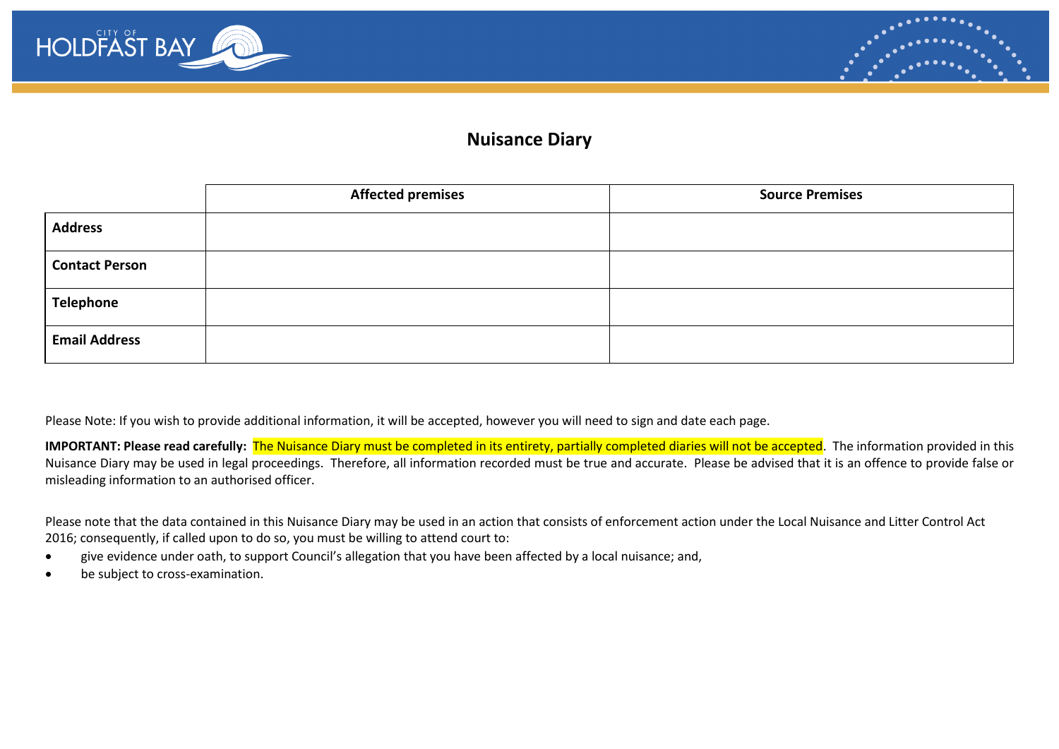# Nuisance Diary

| | Affected premises | Source Premises |
|---|---|---|
| **Address** | | |
| **Contact Person** | | |
| **Telephone** | | |
| **Email Address** | | |

Please Note: If you wish to provide additional information, it will be accepted, however you will need to sign and date each page.

**IMPORTANT: Please read carefully:** The Nuisance Diary must be completed in its entirety, partially completed diaries will not be accepted. The information provided in this Nuisance Diary may be used in legal proceedings. Therefore, all information recorded must be true and accurate. Please be advised that it is an offence to provide false or misleading information to an authorised officer.

Please note that the data contained in this Nuisance Diary may be used in an action that consists of enforcement action under the Local Nuisance and Litter Control Act 2016; consequently, if called upon to do so, you must be willing to attend court to:

- give evidence under oath, to support Council's allegation that you have been affected by a local nuisance; and,
- be subject to cross-examination.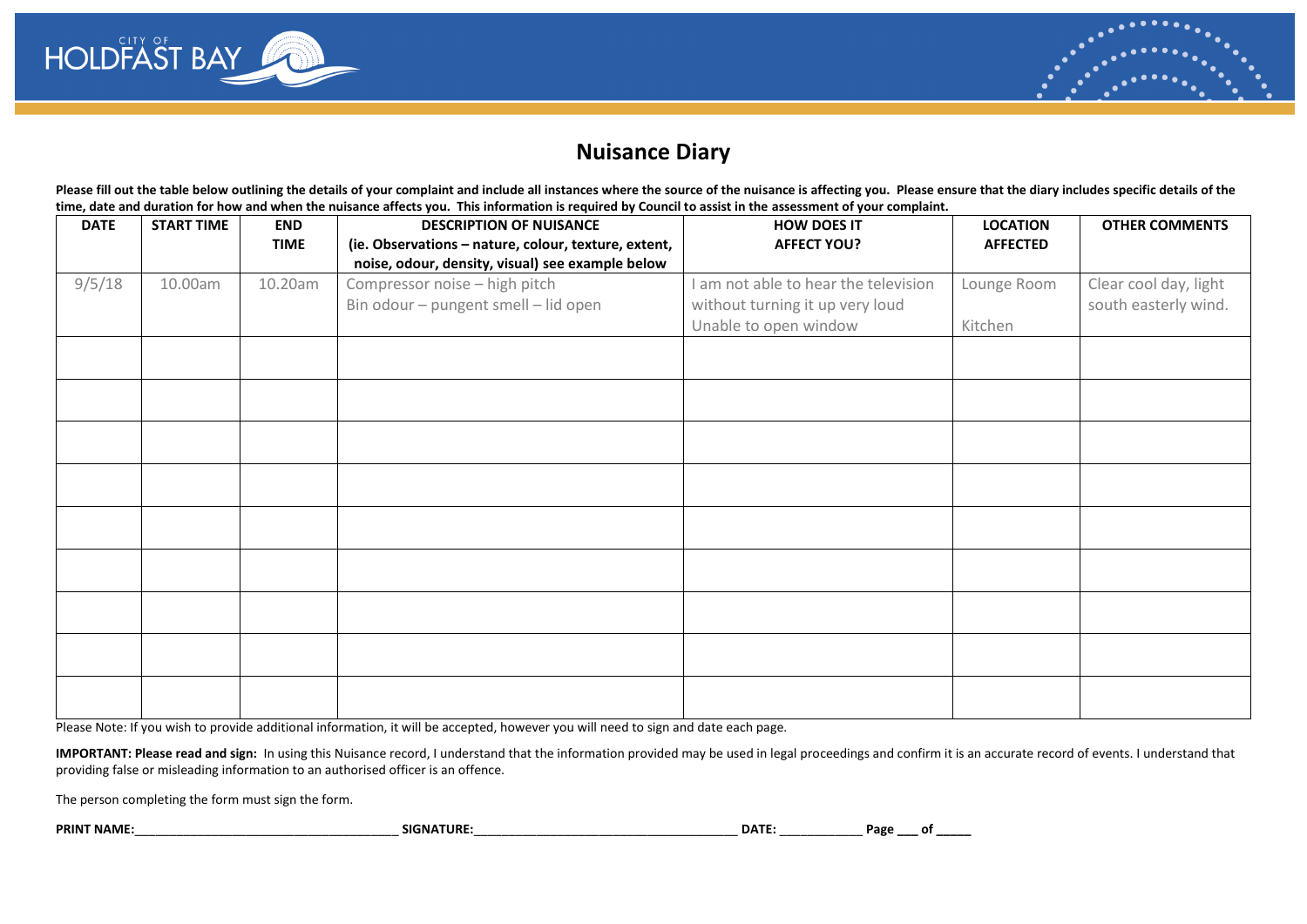CITY OF HOLDFAST BAY

# Nuisance Diary

**Please fill out the table below outlining the details of your complaint and include all instances where the source of the nuisance is affecting you. Please ensure that the diary includes specific details of the time, date and duration for how and when the nuisance affects you. This information is required by Council to assist in the assessment of your complaint.**

| DATE | START TIME | END TIME | DESCRIPTION OF NUISANCE (ie. Observations – nature, colour, texture, extent, noise, odour, density, visual) see example below | HOW DOES IT AFFECT YOU? | LOCATION AFFECTED | OTHER COMMENTS |
|---|---|---|---|---|---|---|
| 9/5/18 | 10.00am | 10.20am | Compressor noise – high pitch<br>Bin odour – pungent smell – lid open | I am not able to hear the television without turning it up very loud<br>Unable to open window | Lounge Room<br>Kitchen | Clear cool day, light south easterly wind. |
| | | | | | | |
| | | | | | | |
| | | | | | | |
| | | | | | | |
| | | | | | | |
| | | | | | | |
| | | | | | | |
| | | | | | | |
| | | | | | | |

Please Note: If you wish to provide additional information, it will be accepted, however you will need to sign and date each page.

**IMPORTANT: Please read and sign:** In using this Nuisance record, I understand that the information provided may be used in legal proceedings and confirm it is an accurate record of events. I understand that providing false or misleading information to an authorised officer is an offence.

The person completing the form must sign the form.

**PRINT NAME:**\_\_\_\_\_\_\_\_\_\_\_\_\_\_\_\_\_\_\_\_\_\_\_\_\_\_\_\_ **SIGNATURE:**\_\_\_\_\_\_\_\_\_\_\_\_\_\_\_\_\_\_\_\_\_\_\_\_\_\_\_\_ **DATE:** \_\_\_\_\_\_\_\_\_\_ **Page** \_\_\_ **of** \_\_\_\_\_